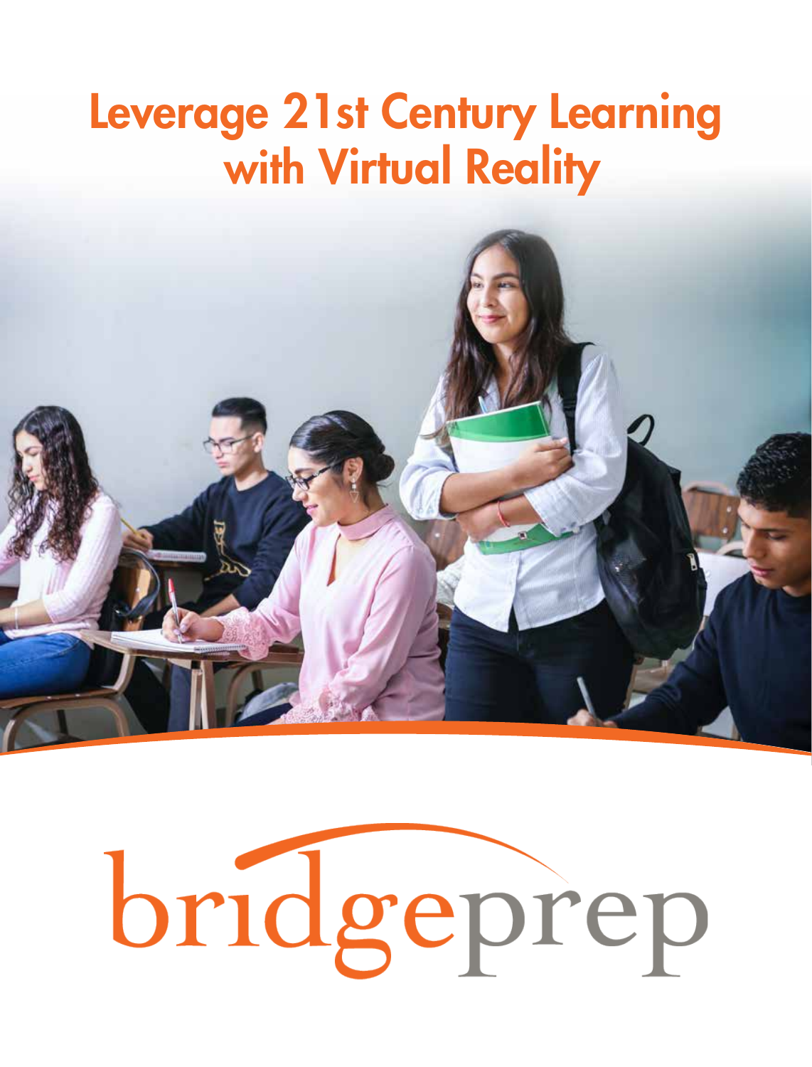# Leverage 21st Century Learning with Virtual Reality

bridgeprep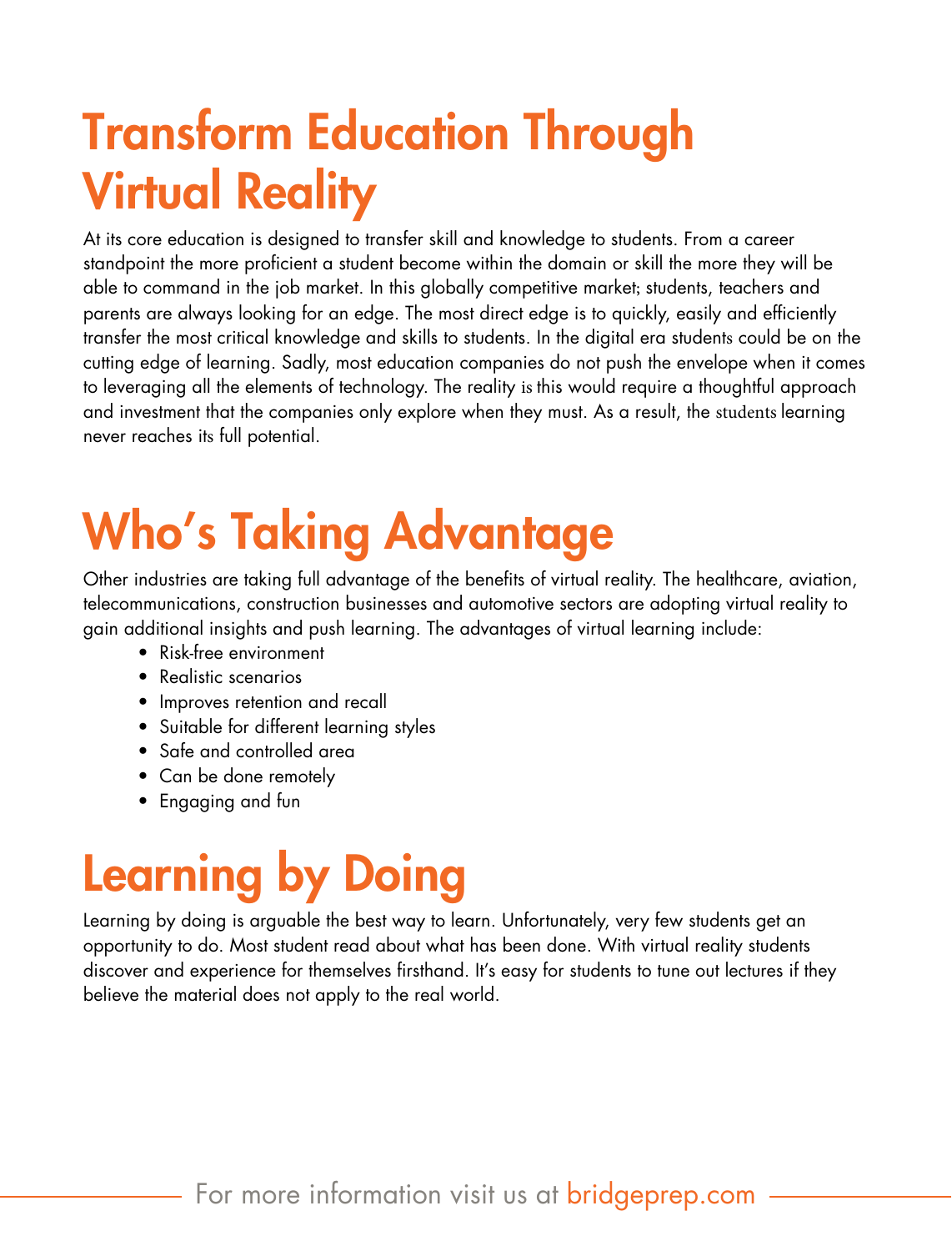# Transform Education Through Virtual Reality

At its core education is designed to transfer skill and knowledge to students. From a career standpoint the more proficient a student become within the domain or skill the more they will be able to command in the job market. In this globally competitive market; students, teachers and parents are always looking for an edge. The most direct edge is to quickly, easily and efficiently transfer the most critical knowledge and skills to students. In the digital era students could be on the cutting edge of learning. Sadly, most education companies do not push the envelope when it comes to leveraging all the elements of technology. The reality is this would require a thoughtful approach and investment that the companies only explore when they must. As a result, the students learning never reaches its full potential.

# Who's Taking Advantage

Other industries are taking full advantage of the benefits of virtual reality. The healthcare, aviation, telecommunications, construction businesses and automotive sectors are adopting virtual reality to gain additional insights and push learning. The advantages of virtual learning include:

- Risk-free environment
- Realistic scenarios
- Improves retention and recall
- Suitable for different learning styles
- Safe and controlled area
- Can be done remotely
- Engaging and fun

# Learning by Doing

Learning by doing is arguable the best way to learn. Unfortunately, very few students get an opportunity to do. Most student read about what has been done. With virtual reality students discover and experience for themselves firsthand. It's easy for students to tune out lectures if they believe the material does not apply to the real world.

For more information visit us at bridgeprep.com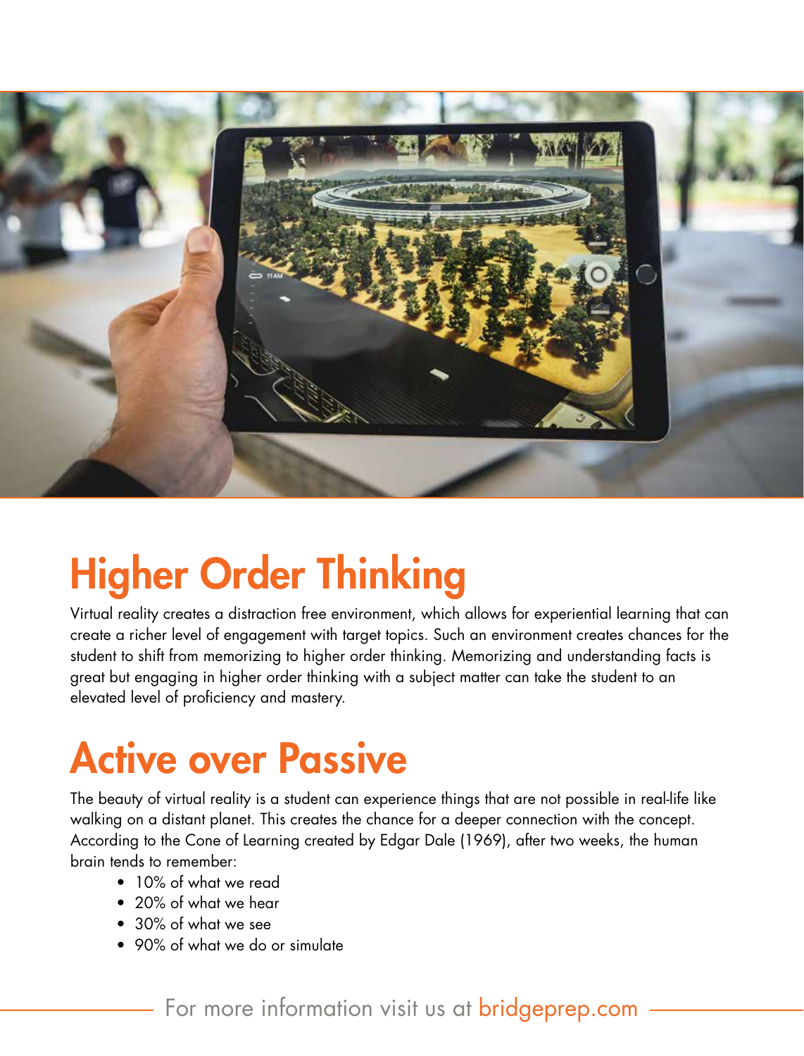## Higher Order Thinking

Virtual reality creates a distraction free environment, which allows for experiential learning that can create a richer level of engagement with target topics. Such an environment creates chances for the student to shift from memorizing to higher order thinking. Memorizing and understanding facts is great but engaging in higher order thinking with a subject matter can take the student to an elevated level of proficiency and mastery.

## Active over Passive

The beauty of virtual reality is a student can experience things that are not possible in real-life like walking on a distant planet. This creates the chance for a deeper connection with the concept. According to the Cone of Learning created by Edgar Dale (1969), after two weeks, the human brain tends to remember:

- 10% of what we read
- 20% of what we hear
- 30% of what we see
- 90% of what we do or simulate

For more information visit us at bridgeprep.com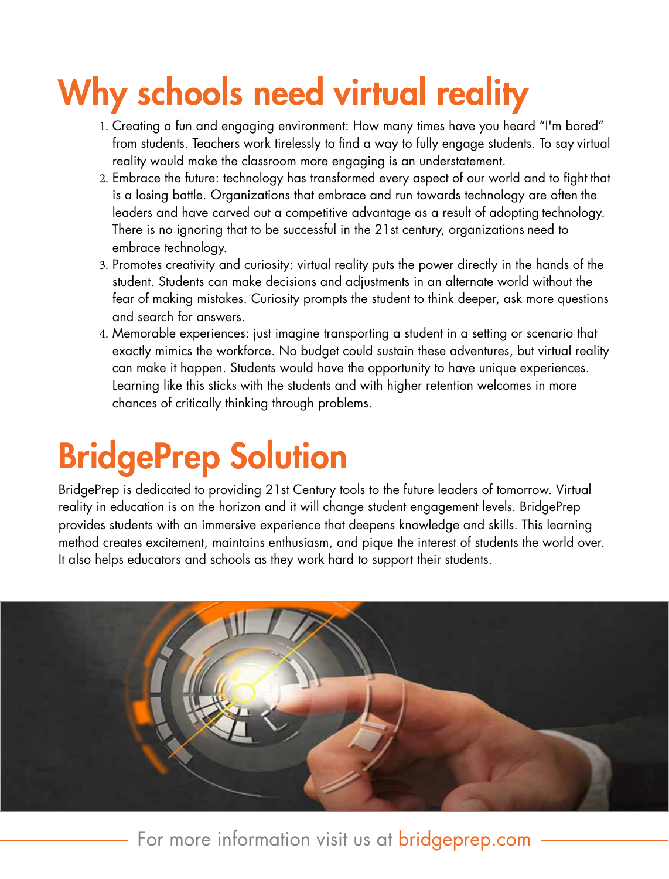# Why schools need virtual reality

1. Creating a fun and engaging environment: How many times have you heard "I'm bored" from students. Teachers work tirelessly to find a way to fully engage students. To say virtual reality would make the classroom more engaging is an understatement.
2. Embrace the future: technology has transformed every aspect of our world and to fight that is a losing battle. Organizations that embrace and run towards technology are often the leaders and have carved out a competitive advantage as a result of adopting technology. There is no ignoring that to be successful in the 21st century, organizations need to embrace technology.
3. Promotes creativity and curiosity: virtual reality puts the power directly in the hands of the student. Students can make decisions and adjustments in an alternate world without the fear of making mistakes. Curiosity prompts the student to think deeper, ask more questions and search for answers.
4. Memorable experiences: just imagine transporting a student in a setting or scenario that exactly mimics the workforce. No budget could sustain these adventures, but virtual reality can make it happen. Students would have the opportunity to have unique experiences. Learning like this sticks with the students and with higher retention welcomes in more chances of critically thinking through problems.

# BridgePrep Solution

BridgePrep is dedicated to providing 21st Century tools to the future leaders of tomorrow. Virtual reality in education is on the horizon and it will change student engagement levels. BridgePrep provides students with an immersive experience that deepens knowledge and skills. This learning method creates excitement, maintains enthusiasm, and pique the interest of students the world over. It also helps educators and schools as they work hard to support their students.

For more information visit us at bridgeprep.com